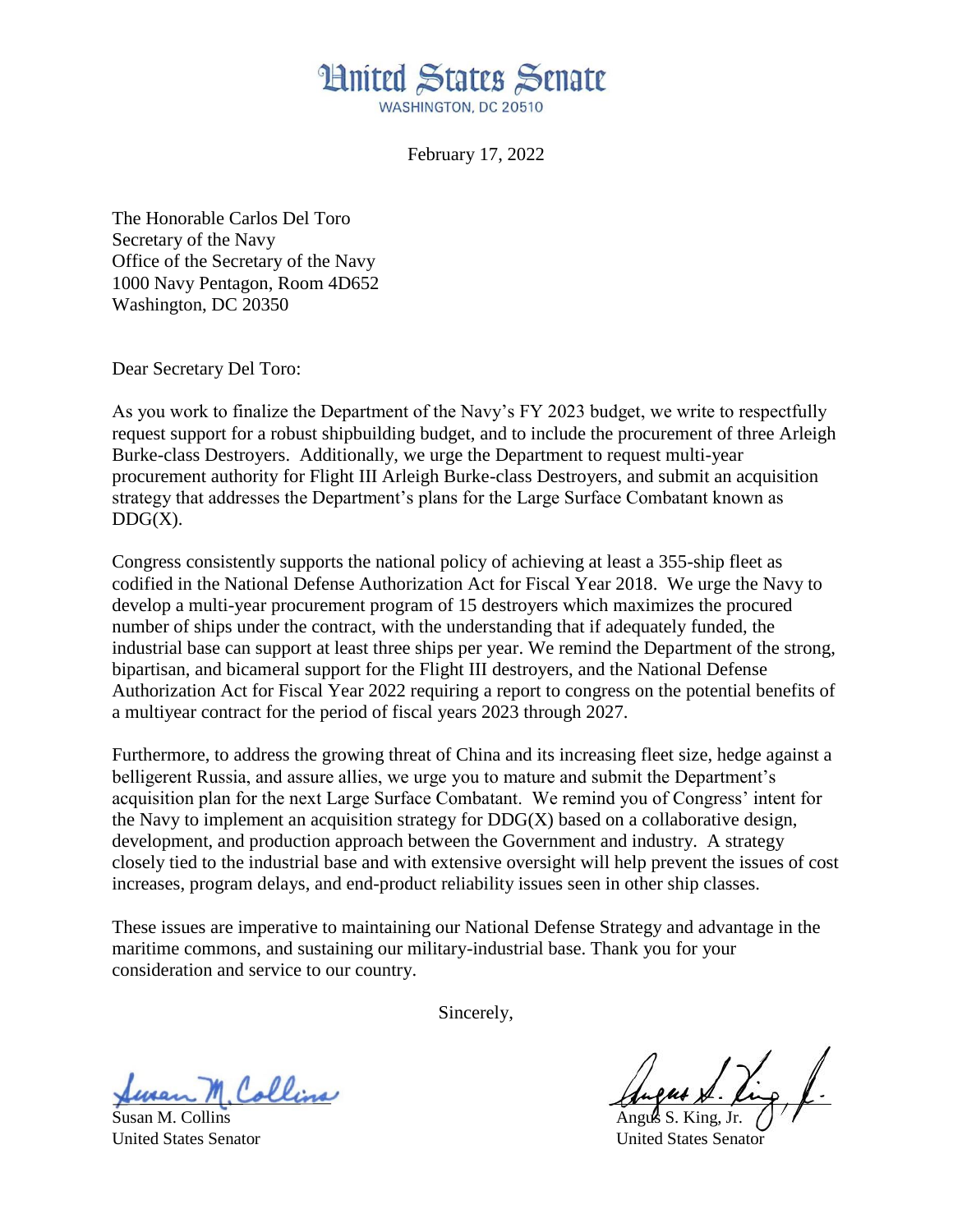# United States Senate

WASHINGTON, DC 20510

February 17, 2022

The Honorable Carlos Del Toro
Secretary of the Navy
Office of the Secretary of the Navy
1000 Navy Pentagon, Room 4D652
Washington, DC 20350

Dear Secretary Del Toro:

As you work to finalize the Department of the Navy's FY 2023 budget, we write to respectfully request support for a robust shipbuilding budget, and to include the procurement of three Arleigh Burke-class Destroyers. Additionally, we urge the Department to request multi-year procurement authority for Flight III Arleigh Burke-class Destroyers, and submit an acquisition strategy that addresses the Department's plans for the Large Surface Combatant known as DDG(X).

Congress consistently supports the national policy of achieving at least a 355-ship fleet as codified in the National Defense Authorization Act for Fiscal Year 2018. We urge the Navy to develop a multi-year procurement program of 15 destroyers which maximizes the procured number of ships under the contract, with the understanding that if adequately funded, the industrial base can support at least three ships per year. We remind the Department of the strong, bipartisan, and bicameral support for the Flight III destroyers, and the National Defense Authorization Act for Fiscal Year 2022 requiring a report to congress on the potential benefits of a multiyear contract for the period of fiscal years 2023 through 2027.

Furthermore, to address the growing threat of China and its increasing fleet size, hedge against a belligerent Russia, and assure allies, we urge you to mature and submit the Department's acquisition plan for the next Large Surface Combatant. We remind you of Congress' intent for the Navy to implement an acquisition strategy for DDG(X) based on a collaborative design, development, and production approach between the Government and industry. A strategy closely tied to the industrial base and with extensive oversight will help prevent the issues of cost increases, program delays, and end-product reliability issues seen in other ship classes.

These issues are imperative to maintaining our National Defense Strategy and advantage in the maritime commons, and sustaining our military-industrial base. Thank you for your consideration and service to our country.

Sincerely,

Susan M. Collins
United States Senator

Angus S. King, Jr.
United States Senator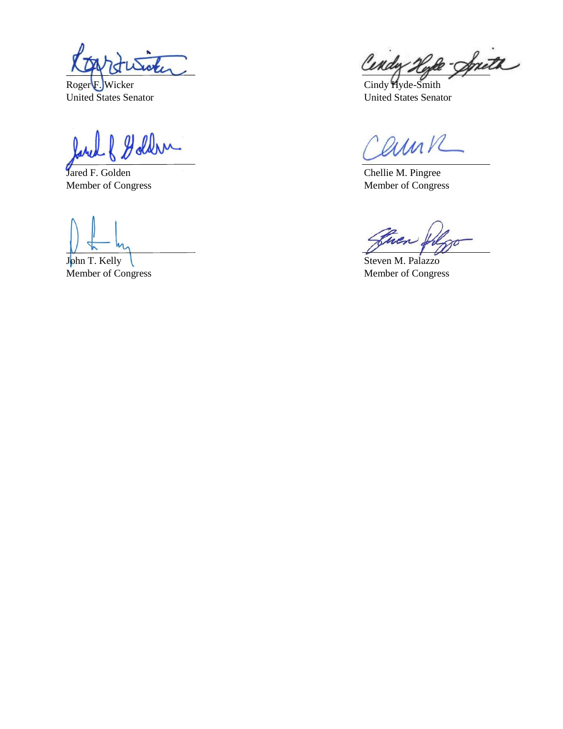Roger F. Wicker
United States Senator

Cindy Hyde-Smith
United States Senator

Jared F. Golden
Member of Congress

Chellie M. Pingree
Member of Congress

John T. Kelly
Member of Congress

Steven M. Palazzo
Member of Congress